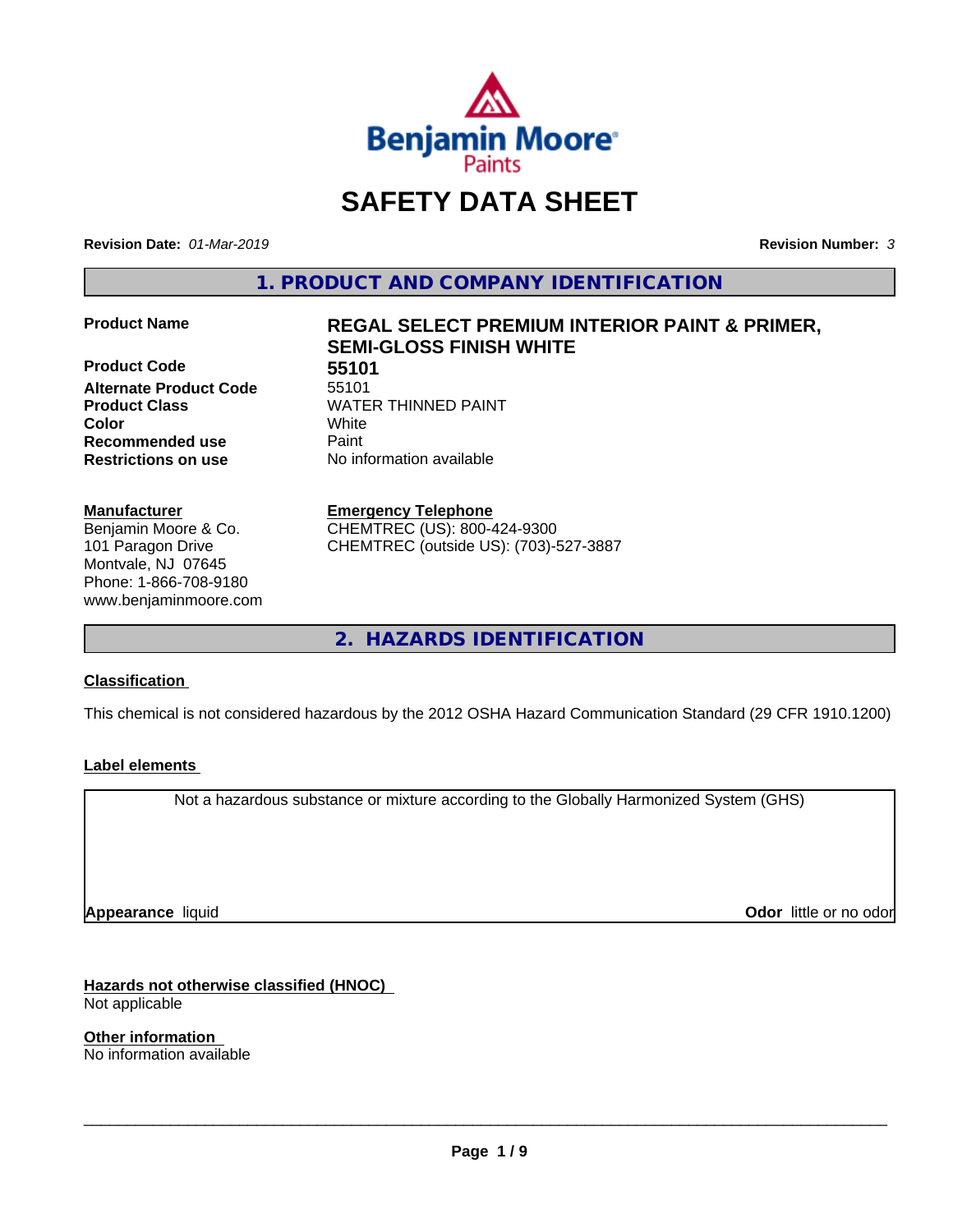# SAFETY DATA SHEET

**Revision Date:** *01-Mar-2019* **Revision Number:** *3*

## 1. PRODUCT AND COMPANY IDENTIFICATION

| | |
|---|---|
| **Product Name** | **REGAL SELECT PREMIUM INTERIOR PAINT & PRIMER, SEMI-GLOSS FINISH WHITE** |
| **Product Code** | **55101** |
| **Alternate Product Code** | 55101 |
| **Product Class** | WATER THINNED PAINT |
| **Color** | White |
| **Recommended use** | Paint |
| **Restrictions on use** | No information available |

**Manufacturer**
Benjamin Moore & Co.
101 Paragon Drive
Montvale, NJ 07645
Phone: 1-866-708-9180
www.benjaminmoore.com

**Emergency Telephone**
CHEMTREC (US): 800-424-9300
CHEMTREC (outside US): (703)-527-3887

## 2. HAZARDS IDENTIFICATION

**Classification**

This chemical is not considered hazardous by the 2012 OSHA Hazard Communication Standard (29 CFR 1910.1200)

**Label elements**

Not a hazardous substance or mixture according to the Globally Harmonized System (GHS)

**Appearance** liquid **Odor** little or no odor

**Hazards not otherwise classified (HNOC)**
Not applicable

**Other information**
No information available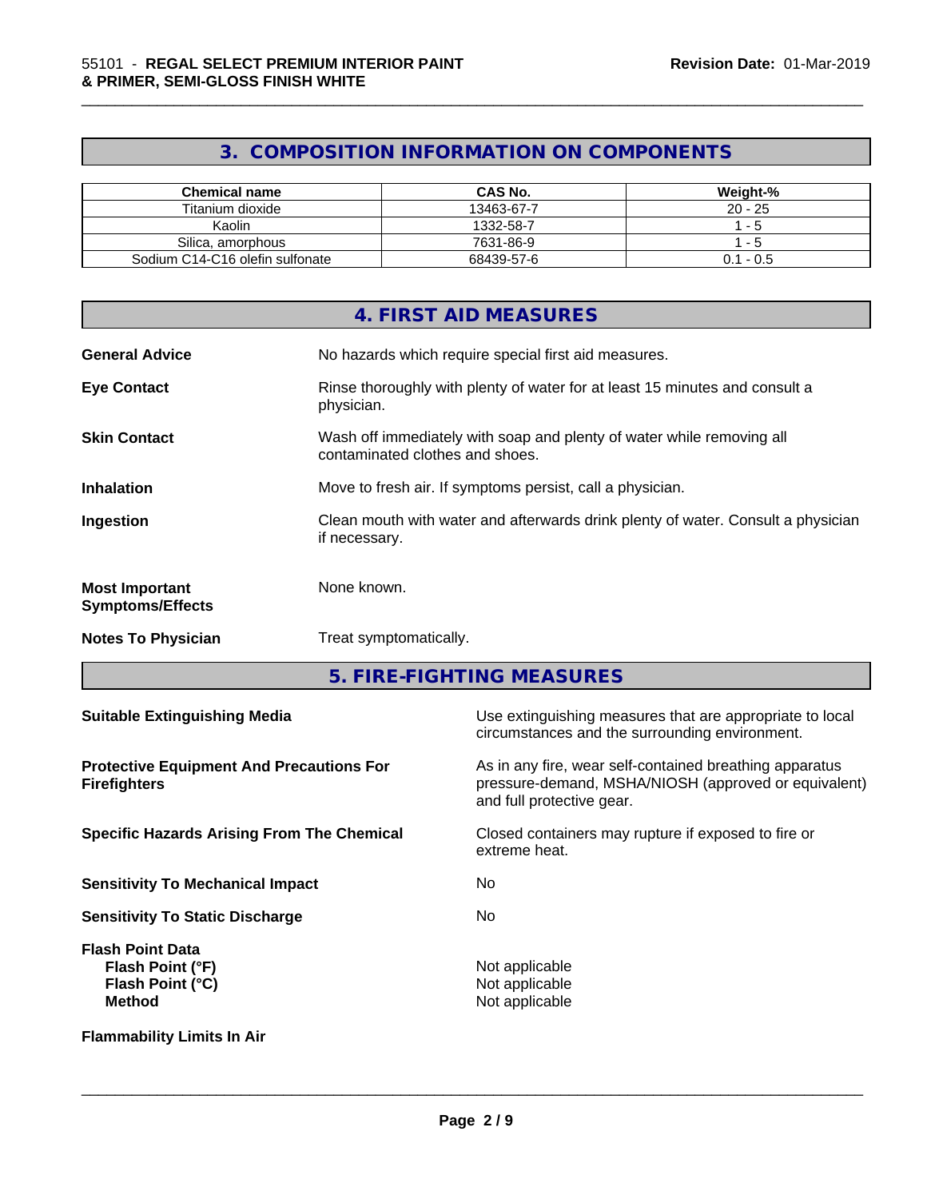## 3. COMPOSITION INFORMATION ON COMPONENTS

| Chemical name | CAS No. | Weight-% |
|---|---|---|
| Titanium dioxide | 13463-67-7 | 20 - 25 |
| Kaolin | 1332-58-7 | 1 - 5 |
| Silica, amorphous | 7631-86-9 | 1 - 5 |
| Sodium C14-C16 olefin sulfonate | 68439-57-6 | 0.1 - 0.5 |

## 4. FIRST AID MEASURES

**General Advice** No hazards which require special first aid measures.

**Eye Contact** Rinse thoroughly with plenty of water for at least 15 minutes and consult a physician.

**Skin Contact** Wash off immediately with soap and plenty of water while removing all contaminated clothes and shoes.

**Inhalation** Move to fresh air. If symptoms persist, call a physician.

**Ingestion** Clean mouth with water and afterwards drink plenty of water. Consult a physician if necessary.

**Most Important Symptoms/Effects** None known.

**Notes To Physician** Treat symptomatically.

## 5. FIRE-FIGHTING MEASURES

**Suitable Extinguishing Media** Use extinguishing measures that are appropriate to local circumstances and the surrounding environment.

**Protective Equipment And Precautions For Firefighters** As in any fire, wear self-contained breathing apparatus pressure-demand, MSHA/NIOSH (approved or equivalent) and full protective gear.

**Specific Hazards Arising From The Chemical** Closed containers may rupture if exposed to fire or extreme heat.

**Sensitivity To Mechanical Impact** No

**Sensitivity To Static Discharge** No

**Flash Point Data**
**Flash Point (°F)** Not applicable
**Flash Point (°C)** Not applicable
**Method** Not applicable

**Flammability Limits In Air**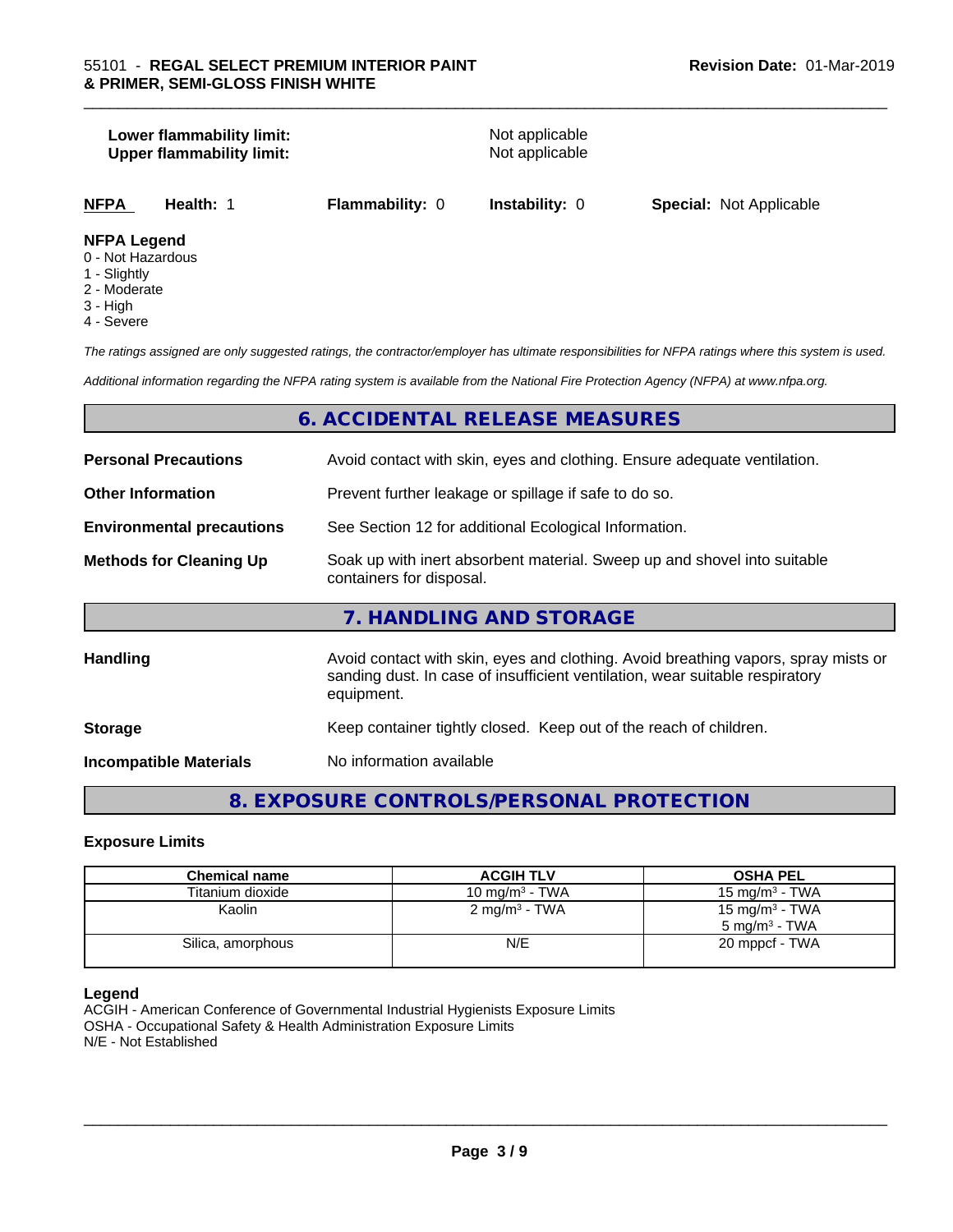**Lower flammability limit:** Not applicable
**Upper flammability limit:** Not applicable

| NFPA | Health: 1 | Flammability: 0 | Instability: 0 | Special: Not Applicable |
|---|---|---|---|---|

**NFPA Legend**
0 - Not Hazardous
1 - Slightly
2 - Moderate
3 - High
4 - Severe

*The ratings assigned are only suggested ratings, the contractor/employer has ultimate responsibilities for NFPA ratings where this system is used.*

*Additional information regarding the NFPA rating system is available from the National Fire Protection Agency (NFPA) at www.nfpa.org.*

## 6. ACCIDENTAL RELEASE MEASURES

**Personal Precautions** Avoid contact with skin, eyes and clothing. Ensure adequate ventilation.

**Other Information** Prevent further leakage or spillage if safe to do so.

**Environmental precautions** See Section 12 for additional Ecological Information.

**Methods for Cleaning Up** Soak up with inert absorbent material. Sweep up and shovel into suitable containers for disposal.

## 7. HANDLING AND STORAGE

**Handling** Avoid contact with skin, eyes and clothing. Avoid breathing vapors, spray mists or sanding dust. In case of insufficient ventilation, wear suitable respiratory equipment.

**Storage** Keep container tightly closed. Keep out of the reach of children.

**Incompatible Materials** No information available

## 8. EXPOSURE CONTROLS/PERSONAL PROTECTION

### Exposure Limits

| Chemical name | ACGIH TLV | OSHA PEL |
|---|---|---|
| Titanium dioxide | 10 mg/m³ - TWA | 15 mg/m³ - TWA |
| Kaolin | 2 mg/m³ - TWA | 15 mg/m³ - TWA<br>5 mg/m³ - TWA |
| Silica, amorphous | N/E | 20 mppcf - TWA |

**Legend**
ACGIH - American Conference of Governmental Industrial Hygienists Exposure Limits
OSHA - Occupational Safety & Health Administration Exposure Limits
N/E - Not Established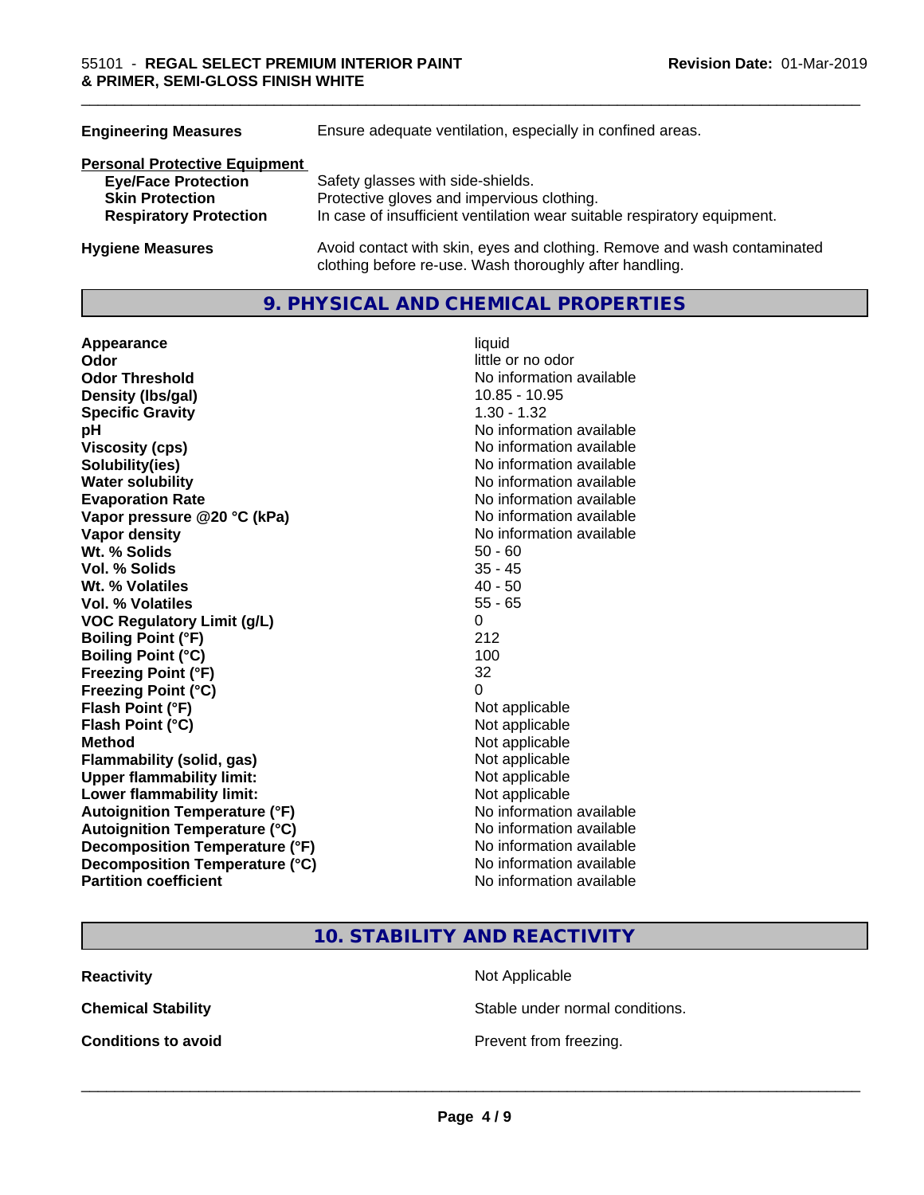| | |
|---|---|
| **Engineering Measures** | Ensure adequate ventilation, especially in confined areas. |

**Personal Protective Equipment**

| | |
|---|---|
| **Eye/Face Protection** | Safety glasses with side-shields. |
| **Skin Protection** | Protective gloves and impervious clothing. |
| **Respiratory Protection** | In case of insufficient ventilation wear suitable respiratory equipment. |

| | |
|---|---|
| **Hygiene Measures** | Avoid contact with skin, eyes and clothing. Remove and wash contaminated clothing before re-use. Wash thoroughly after handling. |

## 9. PHYSICAL AND CHEMICAL PROPERTIES

| | |
|---|---|
| **Appearance** | liquid |
| **Odor** | little or no odor |
| **Odor Threshold** | No information available |
| **Density (lbs/gal)** | 10.85 - 10.95 |
| **Specific Gravity** | 1.30 - 1.32 |
| **pH** | No information available |
| **Viscosity (cps)** | No information available |
| **Solubility(ies)** | No information available |
| **Water solubility** | No information available |
| **Evaporation Rate** | No information available |
| **Vapor pressure @20 °C (kPa)** | No information available |
| **Vapor density** | No information available |
| **Wt. % Solids** | 50 - 60 |
| **Vol. % Solids** | 35 - 45 |
| **Wt. % Volatiles** | 40 - 50 |
| **Vol. % Volatiles** | 55 - 65 |
| **VOC Regulatory Limit (g/L)** | 0 |
| **Boiling Point (°F)** | 212 |
| **Boiling Point (°C)** | 100 |
| **Freezing Point (°F)** | 32 |
| **Freezing Point (°C)** | 0 |
| **Flash Point (°F)** | Not applicable |
| **Flash Point (°C)** | Not applicable |
| **Method** | Not applicable |
| **Flammability (solid, gas)** | Not applicable |
| **Upper flammability limit:** | Not applicable |
| **Lower flammability limit:** | Not applicable |
| **Autoignition Temperature (°F)** | No information available |
| **Autoignition Temperature (°C)** | No information available |
| **Decomposition Temperature (°F)** | No information available |
| **Decomposition Temperature (°C)** | No information available |
| **Partition coefficient** | No information available |

## 10. STABILITY AND REACTIVITY

| | |
|---|---|
| **Reactivity** | Not Applicable |
| **Chemical Stability** | Stable under normal conditions. |
| **Conditions to avoid** | Prevent from freezing. |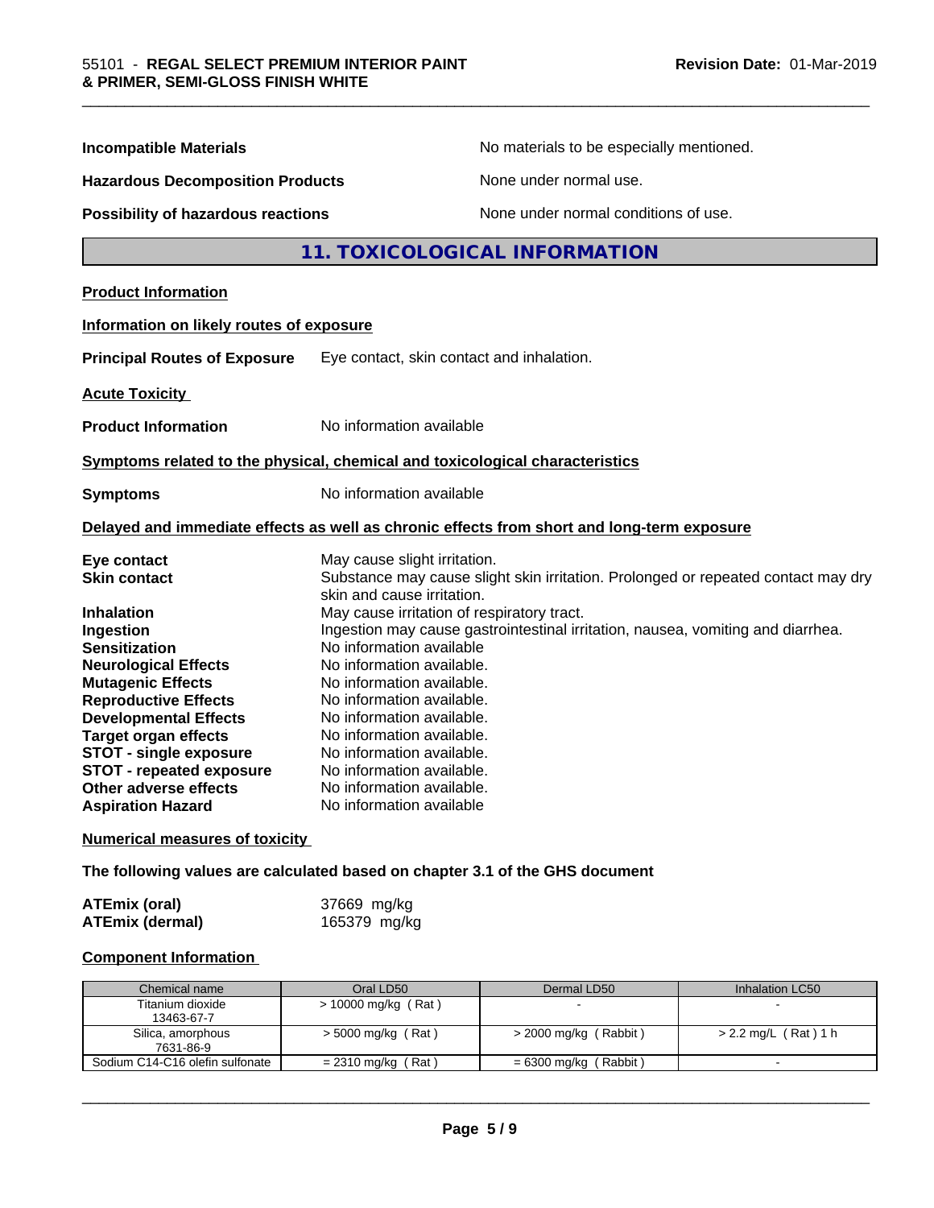**Incompatible Materials** No materials to be especially mentioned.

**Hazardous Decomposition Products** None under normal use.

**Possibility of hazardous reactions** None under normal conditions of use.

## 11. TOXICOLOGICAL INFORMATION

**Product Information**

**Information on likely routes of exposure**

**Principal Routes of Exposure** Eye contact, skin contact and inhalation.

**Acute Toxicity**

**Product Information** No information available

**Symptoms related to the physical, chemical and toxicological characteristics**

**Symptoms** No information available

**Delayed and immediate effects as well as chronic effects from short and long-term exposure**

**Eye contact** May cause slight irritation.
**Skin contact** Substance may cause slight skin irritation. Prolonged or repeated contact may dry skin and cause irritation.
**Inhalation** May cause irritation of respiratory tract.
**Ingestion** Ingestion may cause gastrointestinal irritation, nausea, vomiting and diarrhea.
**Sensitization** No information available
**Neurological Effects** No information available.
**Mutagenic Effects** No information available.
**Reproductive Effects** No information available.
**Developmental Effects** No information available.
**Target organ effects** No information available.
**STOT - single exposure** No information available.
**STOT - repeated exposure** No information available.
**Other adverse effects** No information available.
**Aspiration Hazard** No information available

**Numerical measures of toxicity**

**The following values are calculated based on chapter 3.1 of the GHS document**

**ATEmix (oral)** 37669 mg/kg
**ATEmix (dermal)** 165379 mg/kg

**Component Information**

| Chemical name | Oral LD50 | Dermal LD50 | Inhalation LC50 |
|---|---|---|---|
| Titanium dioxide 13463-67-7 | > 10000 mg/kg ( Rat ) | - | - |
| Silica, amorphous 7631-86-9 | > 5000 mg/kg ( Rat ) | > 2000 mg/kg ( Rabbit ) | > 2.2 mg/L ( Rat ) 1 h |
| Sodium C14-C16 olefin sulfonate | = 2310 mg/kg ( Rat ) | = 6300 mg/kg ( Rabbit ) | - |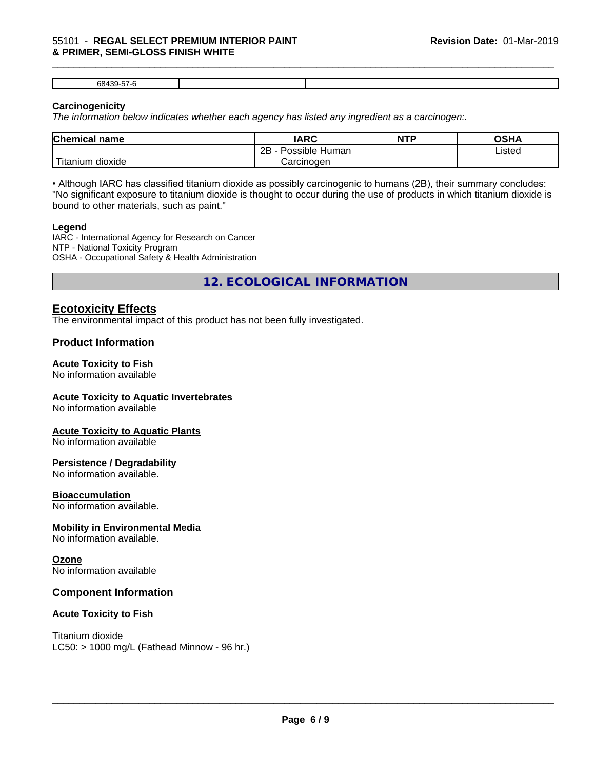| 68439-57-6 | | | |
|---|---|---|---|

**Carcinogenicity**

*The information below indicates whether each agency has listed any ingredient as a carcinogen:.*

| Chemical name | IARC | NTP | OSHA |
|---|---|---|---|
| Titanium dioxide | 2B - Possible Human Carcinogen | | Listed |

• Although IARC has classified titanium dioxide as possibly carcinogenic to humans (2B), their summary concludes: "No significant exposure to titanium dioxide is thought to occur during the use of products in which titanium dioxide is bound to other materials, such as paint."

**Legend**

IARC - International Agency for Research on Cancer
NTP - National Toxicity Program
OSHA - Occupational Safety & Health Administration

## 12. ECOLOGICAL INFORMATION

### Ecotoxicity Effects

The environmental impact of this product has not been fully investigated.

### Product Information

**Acute Toxicity to Fish**
No information available

**Acute Toxicity to Aquatic Invertebrates**
No information available

**Acute Toxicity to Aquatic Plants**
No information available

**Persistence / Degradability**
No information available.

**Bioaccumulation**
No information available.

**Mobility in Environmental Media**
No information available.

**Ozone**
No information available

### Component Information

**Acute Toxicity to Fish**

Titanium dioxide
LC50: > 1000 mg/L (Fathead Minnow - 96 hr.)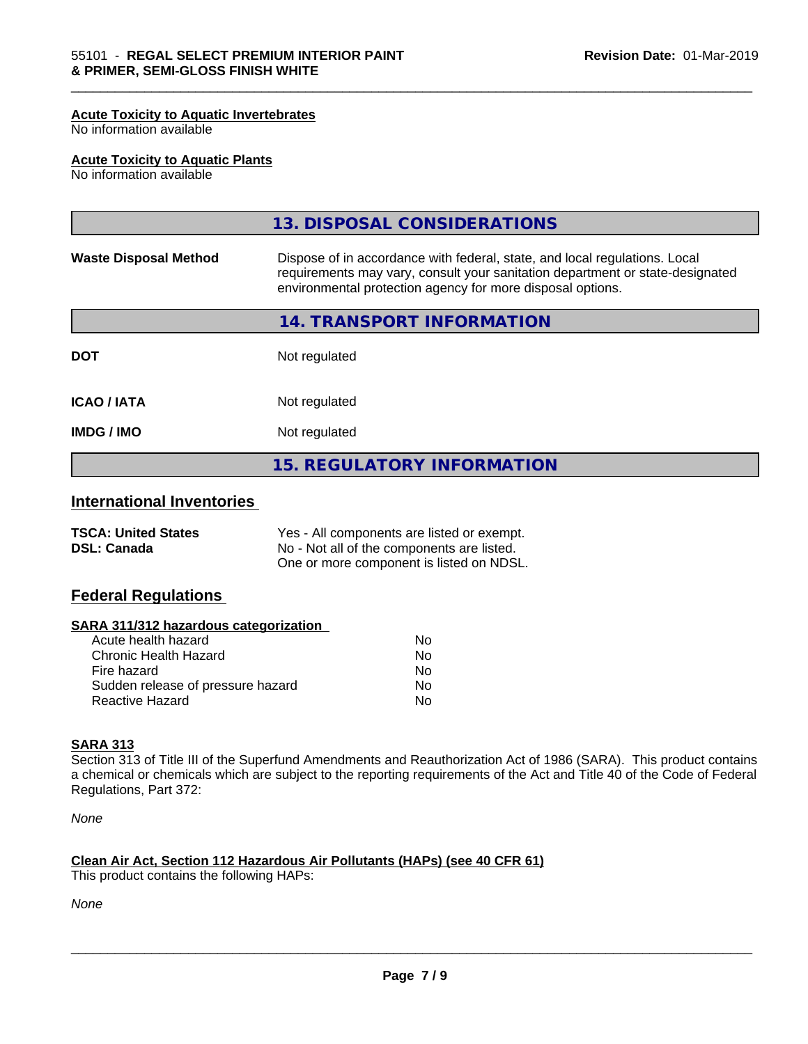#### Acute Toxicity to Aquatic Invertebrates
No information available

#### Acute Toxicity to Aquatic Plants
No information available

## 13. DISPOSAL CONSIDERATIONS

| | |
|---|---|
| **Waste Disposal Method** | Dispose of in accordance with federal, state, and local regulations. Local requirements may vary, consult your sanitation department or state-designated environmental protection agency for more disposal options. |

## 14. TRANSPORT INFORMATION

| | |
|---|---|
| **DOT** | Not regulated |
| **ICAO / IATA** | Not regulated |
| **IMDG / IMO** | Not regulated |

## 15. REGULATORY INFORMATION

### International Inventories

| | |
|---|---|
| **TSCA: United States** | Yes - All components are listed or exempt. |
| **DSL: Canada** | No - Not all of the components are listed. One or more component is listed on NDSL. |

### Federal Regulations

#### SARA 311/312 hazardous categorization

| | |
|---|---|
| Acute health hazard | No |
| Chronic Health Hazard | No |
| Fire hazard | No |
| Sudden release of pressure hazard | No |
| Reactive Hazard | No |

#### SARA 313
Section 313 of Title III of the Superfund Amendments and Reauthorization Act of 1986 (SARA). This product contains a chemical or chemicals which are subject to the reporting requirements of the Act and Title 40 of the Code of Federal Regulations, Part 372:

*None*

#### Clean Air Act, Section 112 Hazardous Air Pollutants (HAPs) (see 40 CFR 61)
This product contains the following HAPs:

*None*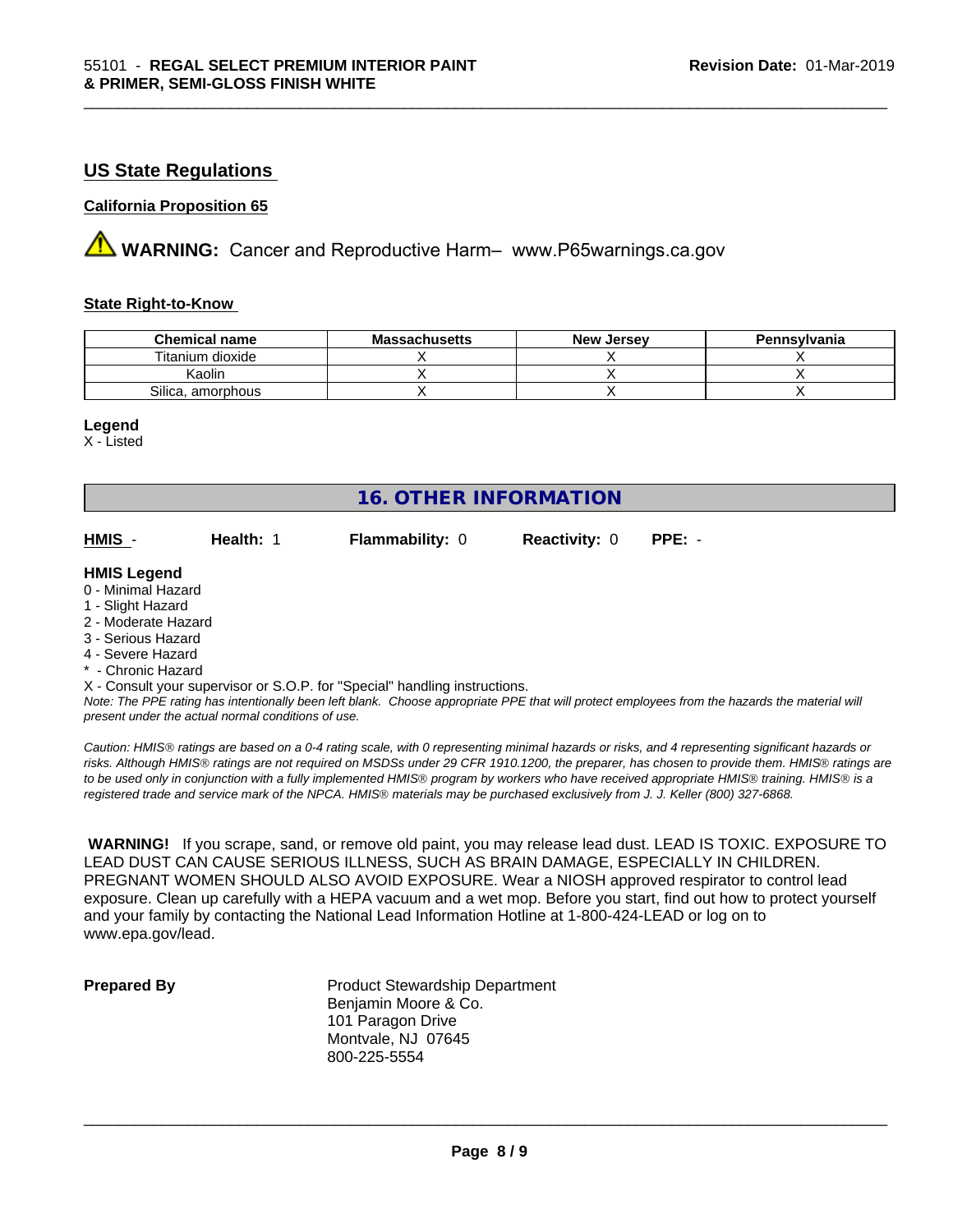## US State Regulations

**California Proposition 65**

⚠ **WARNING:** Cancer and Reproductive Harm– www.P65warnings.ca.gov

**State Right-to-Know**

| Chemical name | Massachusetts | New Jersey | Pennsylvania |
|---|---|---|---|
| Titanium dioxide | X | X | X |
| Kaolin | X | X | X |
| Silica, amorphous | X | X | X |

**Legend**

X - Listed

# 16. OTHER INFORMATION

**HMIS** - **Health:** 1 **Flammability:** 0 **Reactivity:** 0 **PPE:** -

**HMIS Legend**

0 - Minimal Hazard
1 - Slight Hazard
2 - Moderate Hazard
3 - Serious Hazard
4 - Severe Hazard
* - Chronic Hazard
X - Consult your supervisor or S.O.P. for "Special" handling instructions.

*Note: The PPE rating has intentionally been left blank. Choose appropriate PPE that will protect employees from the hazards the material will present under the actual normal conditions of use.*

*Caution: HMIS® ratings are based on a 0-4 rating scale, with 0 representing minimal hazards or risks, and 4 representing significant hazards or risks. Although HMIS® ratings are not required on MSDSs under 29 CFR 1910.1200, the preparer, has chosen to provide them. HMIS® ratings are to be used only in conjunction with a fully implemented HMIS® program by workers who have received appropriate HMIS® training. HMIS® is a registered trade and service mark of the NPCA. HMIS® materials may be purchased exclusively from J. J. Keller (800) 327-6868.*

**WARNING!** If you scrape, sand, or remove old paint, you may release lead dust. LEAD IS TOXIC. EXPOSURE TO LEAD DUST CAN CAUSE SERIOUS ILLNESS, SUCH AS BRAIN DAMAGE, ESPECIALLY IN CHILDREN. PREGNANT WOMEN SHOULD ALSO AVOID EXPOSURE. Wear a NIOSH approved respirator to control lead exposure. Clean up carefully with a HEPA vacuum and a wet mop. Before you start, find out how to protect yourself and your family by contacting the National Lead Information Hotline at 1-800-424-LEAD or log on to www.epa.gov/lead.

**Prepared By**

Product Stewardship Department
Benjamin Moore & Co.
101 Paragon Drive
Montvale, NJ 07645
800-225-5554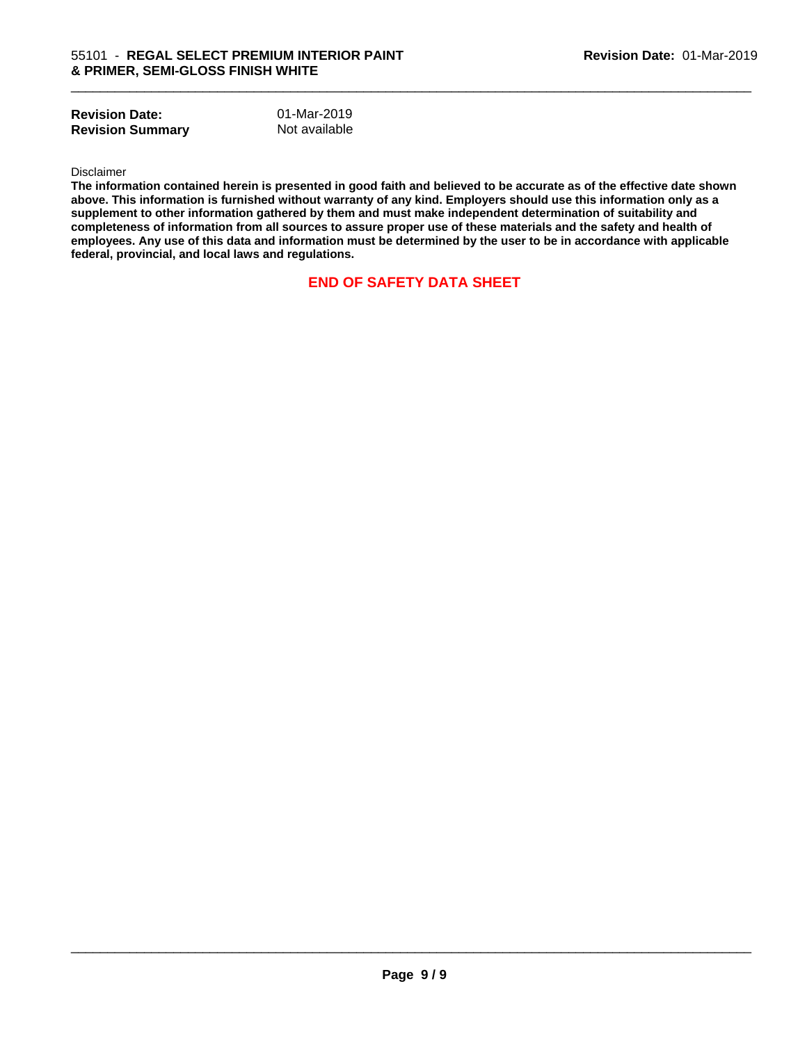| | |
|---|---|
| **Revision Date:** | 01-Mar-2019 |
| **Revision Summary** | Not available |

Disclaimer

**The information contained herein is presented in good faith and believed to be accurate as of the effective date shown above. This information is furnished without warranty of any kind. Employers should use this information only as a supplement to other information gathered by them and must make independent determination of suitability and completeness of information from all sources to assure proper use of these materials and the safety and health of employees. Any use of this data and information must be determined by the user to be in accordance with applicable federal, provincial, and local laws and regulations.**

**END OF SAFETY DATA SHEET**